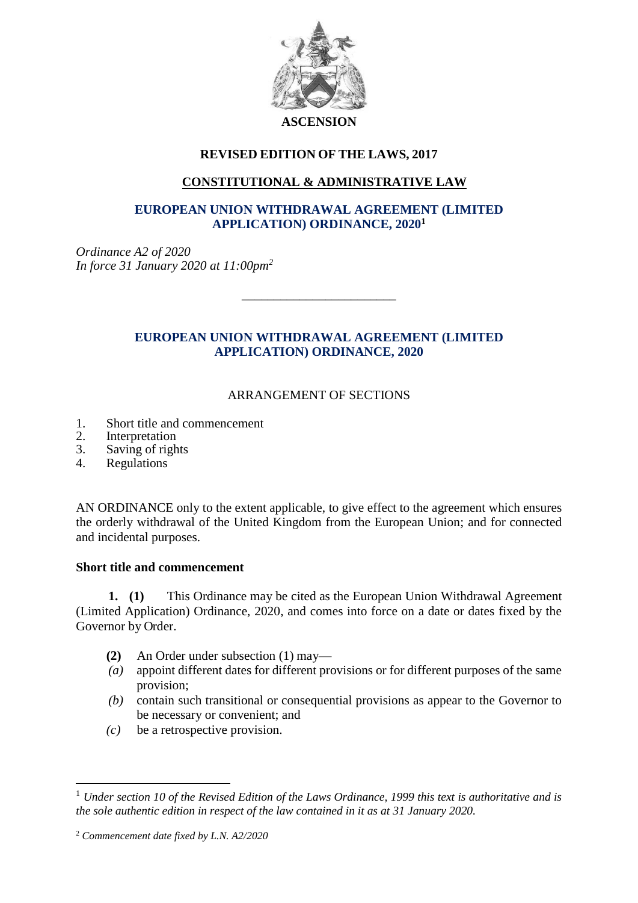**ASCENSION**

**REVISED EDITION OF THE LAWS, 2017**

## CONSTITUTIONAL & ADMINISTRATIVE LAW

# EUROPEAN UNION WITHDRAWAL AGREEMENT (LIMITED APPLICATION) ORDINANCE, 2020[1]

*Ordinance A2 of 2020*
*In force 31 January 2020 at 11:00pm*[2]

---

## EUROPEAN UNION WITHDRAWAL AGREEMENT (LIMITED APPLICATION) ORDINANCE, 2020

ARRANGEMENT OF SECTIONS

1. Short title and commencement
2. Interpretation
3. Saving of rights
4. Regulations

AN ORDINANCE only to the extent applicable, to give effect to the agreement which ensures the orderly withdrawal of the United Kingdom from the European Union; and for connected and incidental purposes.

### Short title and commencement

**1. (1)** This Ordinance may be cited as the European Union Withdrawal Agreement (Limited Application) Ordinance, 2020, and comes into force on a date or dates fixed by the Governor by Order.

**(2)** An Order under subsection (1) may—

*(a)* appoint different dates for different provisions or for different purposes of the same provision;

*(b)* contain such transitional or consequential provisions as appear to the Governor to be necessary or convenient; and

*(c)* be a retrospective provision.

---

[1] *Under section 10 of the Revised Edition of the Laws Ordinance, 1999 this text is authoritative and is the sole authentic edition in respect of the law contained in it as at 31 January 2020.*

[2] *Commencement date fixed by L.N. A2/2020*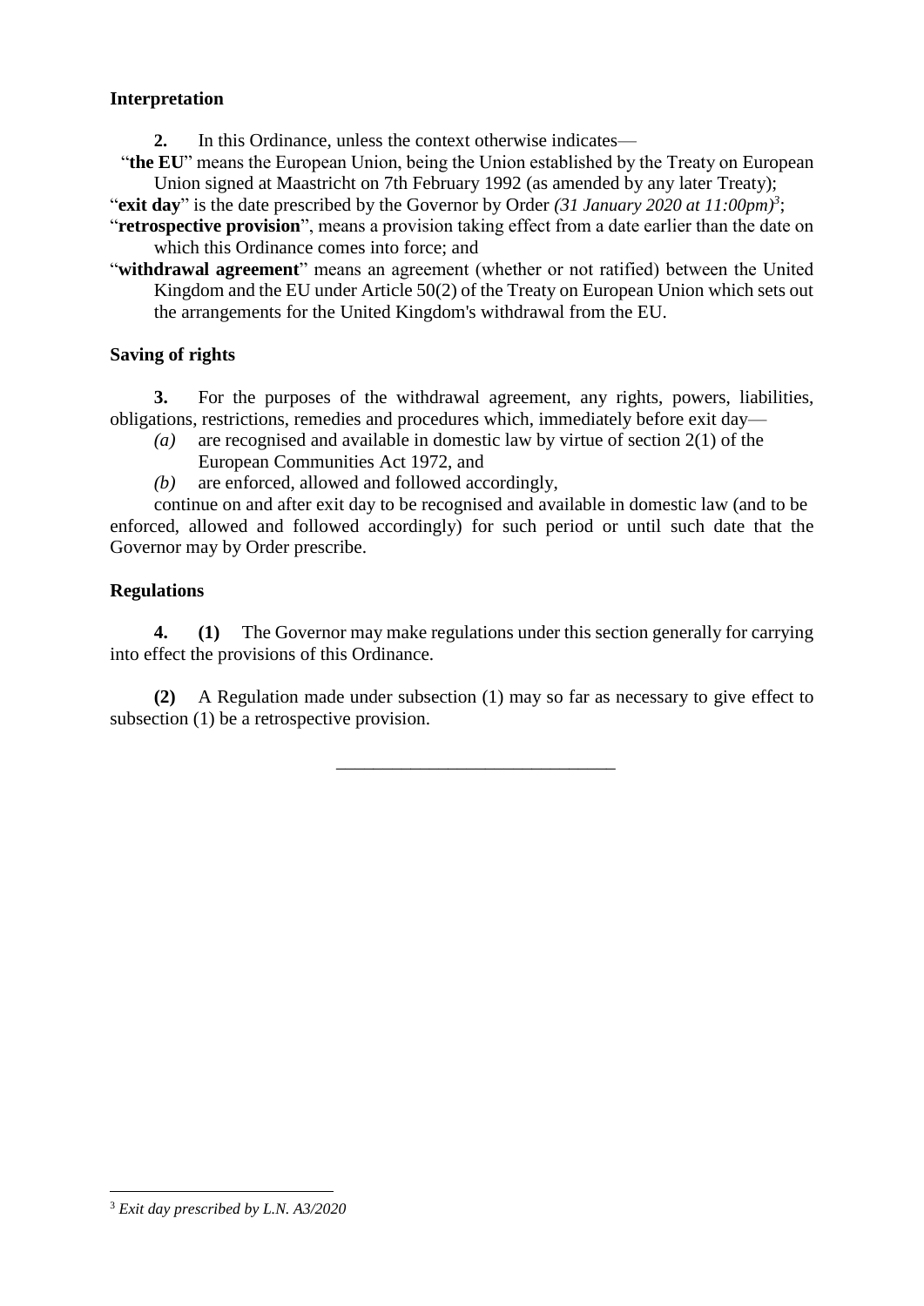**Interpretation**

**2.** In this Ordinance, unless the context otherwise indicates—

"**the EU**" means the European Union, being the Union established by the Treaty on European Union signed at Maastricht on 7th February 1992 (as amended by any later Treaty);

"**exit day**" is the date prescribed by the Governor by Order *(31 January 2020 at 11:00pm)*[3];

"**retrospective provision**", means a provision taking effect from a date earlier than the date on which this Ordinance comes into force; and

"**withdrawal agreement**" means an agreement (whether or not ratified) between the United Kingdom and the EU under Article 50(2) of the Treaty on European Union which sets out the arrangements for the United Kingdom's withdrawal from the EU.

**Saving of rights**

**3.** For the purposes of the withdrawal agreement, any rights, powers, liabilities, obligations, restrictions, remedies and procedures which, immediately before exit day—

*(a)* are recognised and available in domestic law by virtue of section 2(1) of the European Communities Act 1972, and

*(b)* are enforced, allowed and followed accordingly,

continue on and after exit day to be recognised and available in domestic law (and to be enforced, allowed and followed accordingly) for such period or until such date that the Governor may by Order prescribe.

**Regulations**

**4. (1)** The Governor may make regulations under this section generally for carrying into effect the provisions of this Ordinance.

**(2)** A Regulation made under subsection (1) may so far as necessary to give effect to subsection (1) be a retrospective provision.

______________________________

[3] *Exit day prescribed by L.N. A3/2020*